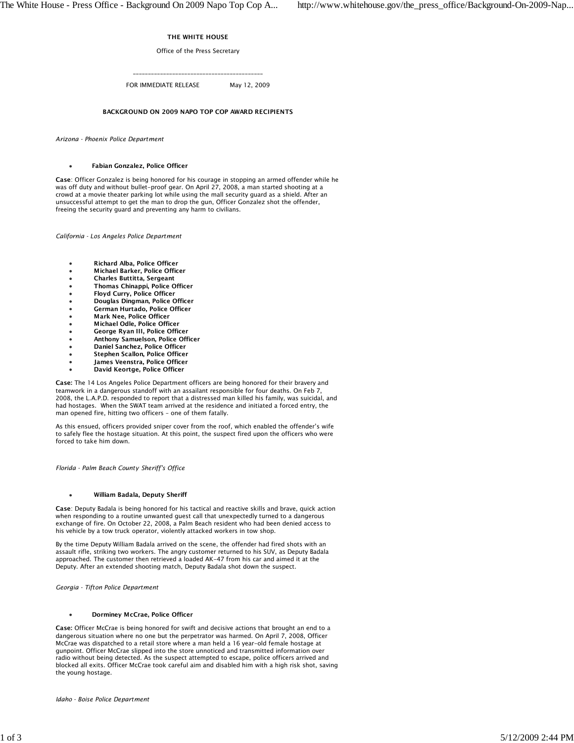**THE WHITE HOUSE**

Office of the Press Secretary

---

FOR IMMEDIATE RELEASE May 12, 2009

**BACKGROUND ON 2009 NAPO TOP COP AWARD RECIPIENTS**

*Arizona - Phoenix Police Department*

- **Fabian Gonzalez, Police Officer**

**Case**: Officer Gonzalez is being honored for his courage in stopping an armed offender while he was off duty and without bullet-proof gear. On April 27, 2008, a man started shooting at a crowd at a movie theater parking lot while using the mall security guard as a shield. After an unsuccessful attempt to get the man to drop the gun, Officer Gonzalez shot the offender, freeing the security guard and preventing any harm to civilians.

*California - Los Angeles Police Department*

- **Richard Alba, Police Officer**
- **Michael Barker, Police Officer**
- **Charles Buttitta, Sergeant**
- **Thomas Chinappi, Police Officer**
- **Floyd Curry, Police Officer**
- **Douglas Dingman, Police Officer**
- **German Hurtado, Police Officer**
- **Mark Nee, Police Officer**
- **Michael Odle, Police Officer**
- **George Ryan III, Police Officer**
- **Anthony Samuelson, Police Officer**
- **Daniel Sanchez, Police Officer**
- **Stephen Scallon, Police Officer**
- **James Veenstra, Police Officer**
- **David Keortge, Police Officer**

**Case:** The 14 Los Angeles Police Department officers are being honored for their bravery and teamwork in a dangerous standoff with an assailant responsible for four deaths. On Feb 7, 2008, the L.A.P.D. responded to report that a distressed man killed his family, was suicidal, and had hostages. When the SWAT team arrived at the residence and initiated a forced entry, the man opened fire, hitting two officers – one of them fatally.

As this ensued, officers provided sniper cover from the roof, which enabled the offender's wife to safely flee the hostage situation. At this point, the suspect fired upon the officers who were forced to take him down.

*Florida - Palm Beach County Sheriff's Office*

- **William Badala, Deputy Sheriff**

**Case**: Deputy Badala is being honored for his tactical and reactive skills and brave, quick action when responding to a routine unwanted guest call that unexpectedly turned to a dangerous exchange of fire. On October 22, 2008, a Palm Beach resident who had been denied access to his vehicle by a tow truck operator, violently attacked workers in tow shop.

By the time Deputy William Badala arrived on the scene, the offender had fired shots with an assault rifle, striking two workers. The angry customer returned to his SUV, as Deputy Badala approached. The customer then retrieved a loaded AK-47 from his car and aimed it at the Deputy. After an extended shooting match, Deputy Badala shot down the suspect.

*Georgia - Tifton Police Department*

- **Dorminey McCrae, Police Officer**

**Case:** Officer McCrae is being honored for swift and decisive actions that brought an end to a dangerous situation where no one but the perpetrator was harmed. On April 7, 2008, Officer McCrae was dispatched to a retail store where a man held a 16 year-old female hostage at gunpoint. Officer McCrae slipped into the store unnoticed and transmitted information over radio without being detected. As the suspect attempted to escape, police officers arrived and blocked all exits. Officer McCrae took careful aim and disabled him with a high risk shot, saving the young hostage.

*Idaho - Boise Police Department*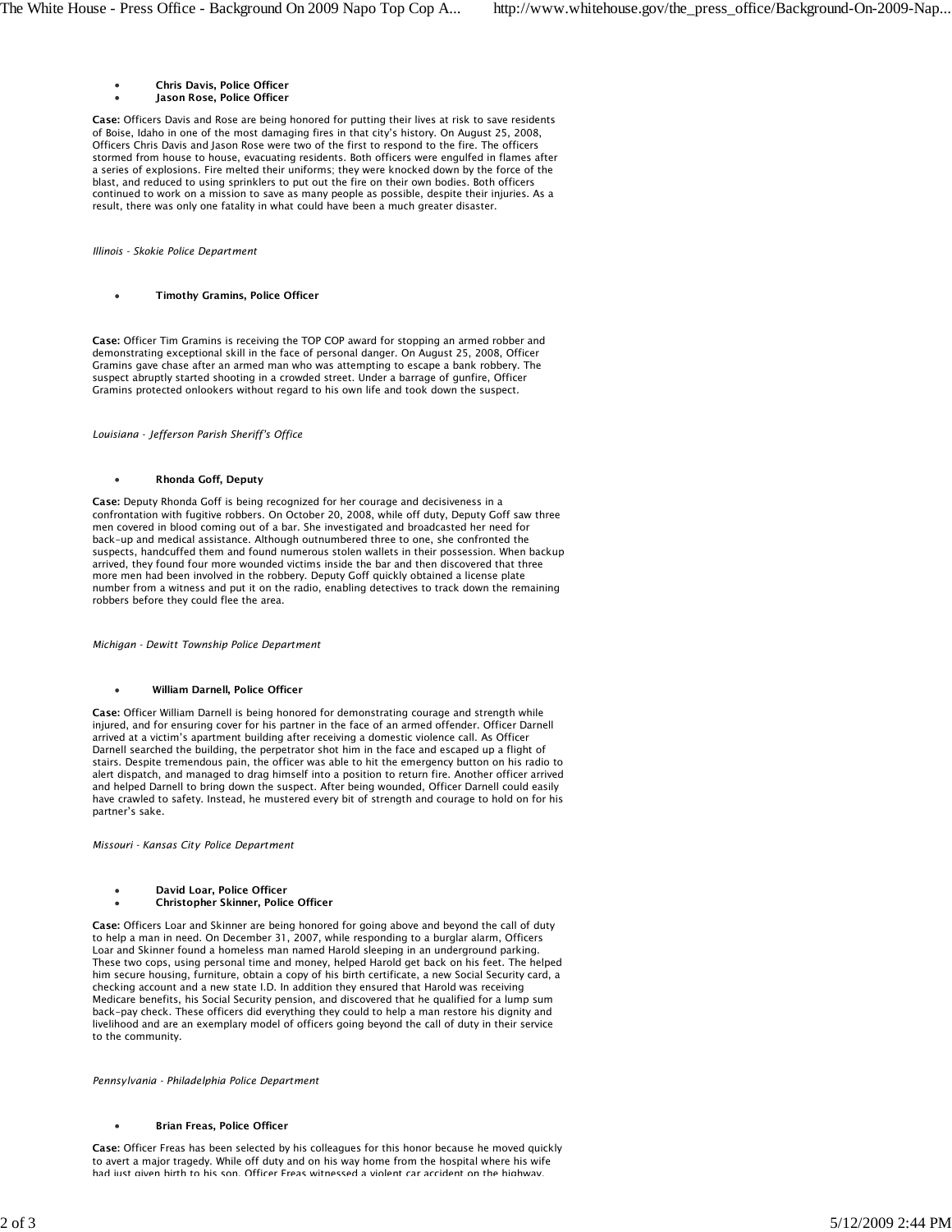- **Chris Davis, Police Officer**
- **Jason Rose, Police Officer**

**Case:** Officers Davis and Rose are being honored for putting their lives at risk to save residents of Boise, Idaho in one of the most damaging fires in that city's history. On August 25, 2008, Officers Chris Davis and Jason Rose were two of the first to respond to the fire. The officers stormed from house to house, evacuating residents. Both officers were engulfed in flames after a series of explosions. Fire melted their uniforms; they were knocked down by the force of the blast, and reduced to using sprinklers to put out the fire on their own bodies. Both officers continued to work on a mission to save as many people as possible, despite their injuries. As a result, there was only one fatality in what could have been a much greater disaster.

*Illinois - Skokie Police Department*

- **Timothy Gramins, Police Officer**

**Case:** Officer Tim Gramins is receiving the TOP COP award for stopping an armed robber and demonstrating exceptional skill in the face of personal danger. On August 25, 2008, Officer Gramins gave chase after an armed man who was attempting to escape a bank robbery. The suspect abruptly started shooting in a crowded street. Under a barrage of gunfire, Officer Gramins protected onlookers without regard to his own life and took down the suspect.

*Louisiana - Jefferson Parish Sheriff's Office*

- **Rhonda Goff, Deputy**

**Case:** Deputy Rhonda Goff is being recognized for her courage and decisiveness in a confrontation with fugitive robbers. On October 20, 2008, while off duty, Deputy Goff saw three men covered in blood coming out of a bar. She investigated and broadcasted her need for back-up and medical assistance. Although outnumbered three to one, she confronted the suspects, handcuffed them and found numerous stolen wallets in their possession. When backup arrived, they found four more wounded victims inside the bar and then discovered that three more men had been involved in the robbery. Deputy Goff quickly obtained a license plate number from a witness and put it on the radio, enabling detectives to track down the remaining robbers before they could flee the area.

*Michigan - Dewitt Township Police Department*

- **William Darnell, Police Officer**

**Case:** Officer William Darnell is being honored for demonstrating courage and strength while injured, and for ensuring cover for his partner in the face of an armed offender. Officer Darnell arrived at a victim's apartment building after receiving a domestic violence call. As Officer Darnell searched the building, the perpetrator shot him in the face and escaped up a flight of stairs. Despite tremendous pain, the officer was able to hit the emergency button on his radio to alert dispatch, and managed to drag himself into a position to return fire. Another officer arrived and helped Darnell to bring down the suspect. After being wounded, Officer Darnell could easily have crawled to safety. Instead, he mustered every bit of strength and courage to hold on for his partner's sake.

*Missouri - Kansas City Police Department*

- **David Loar, Police Officer**
- **Christopher Skinner, Police Officer**

**Case:** Officers Loar and Skinner are being honored for going above and beyond the call of duty to help a man in need. On December 31, 2007, while responding to a burglar alarm, Officers Loar and Skinner found a homeless man named Harold sleeping in an underground parking. These two cops, using personal time and money, helped Harold get back on his feet. The helped him secure housing, furniture, obtain a copy of his birth certificate, a new Social Security card, a checking account and a new state I.D. In addition they ensured that Harold was receiving Medicare benefits, his Social Security pension, and discovered that he qualified for a lump sum back-pay check. These officers did everything they could to help a man restore his dignity and livelihood and are an exemplary model of officers going beyond the call of duty in their service to the community.

*Pennsylvania - Philadelphia Police Department*

- **Brian Freas, Police Officer**

**Case:** Officer Freas has been selected by his colleagues for this honor because he moved quickly to avert a major tragedy. While off duty and on his way home from the hospital where his wife had just given birth to his son, Officer Freas witnessed a violent car accident on the highway.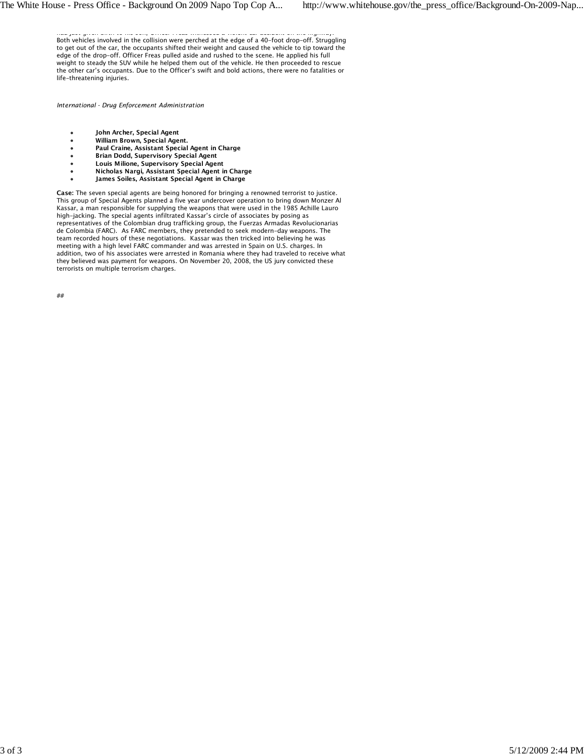had just given birth to his son, Officer Freas witnessed a violent car accident on the highway. Both vehicles involved in the collision were perched at the edge of a 40-foot drop-off. Struggling to get out of the car, the occupants shifted their weight and caused the vehicle to tip toward the edge of the drop-off. Officer Freas pulled aside and rushed to the scene. He applied his full weight to steady the SUV while he helped them out of the vehicle. He then proceeded to rescue the other car's occupants. Due to the Officer's swift and bold actions, there were no fatalities or life-threatening injuries.

*International - Drug Enforcement Administration*

- **John Archer, Special Agent**
- **William Brown, Special Agent.**
- **Paul Craine, Assistant Special Agent in Charge**
- **Brian Dodd, Supervisory Special Agent**
- **Louis Milione, Supervisory Special Agent**
- **Nicholas Nargi, Assistant Special Agent in Charge**
- **James Soiles, Assistant Special Agent in Charge**

**Case:** The seven special agents are being honored for bringing a renowned terrorist to justice. This group of Special Agents planned a five year undercover operation to bring down Monzer Al Kassar, a man responsible for supplying the weapons that were used in the 1985 Achille Lauro high-jacking. The special agents infiltrated Kassar's circle of associates by posing as representatives of the Colombian drug trafficking group, the Fuerzas Armadas Revolucionarias de Colombia (FARC). As FARC members, they pretended to seek modern-day weapons. The team recorded hours of these negotiations. Kassar was then tricked into believing he was meeting with a high level FARC commander and was arrested in Spain on U.S. charges. In addition, two of his associates were arrested in Romania where they had traveled to receive what they believed was payment for weapons. On November 20, 2008, the US jury convicted these terrorists on multiple terrorism charges.

##